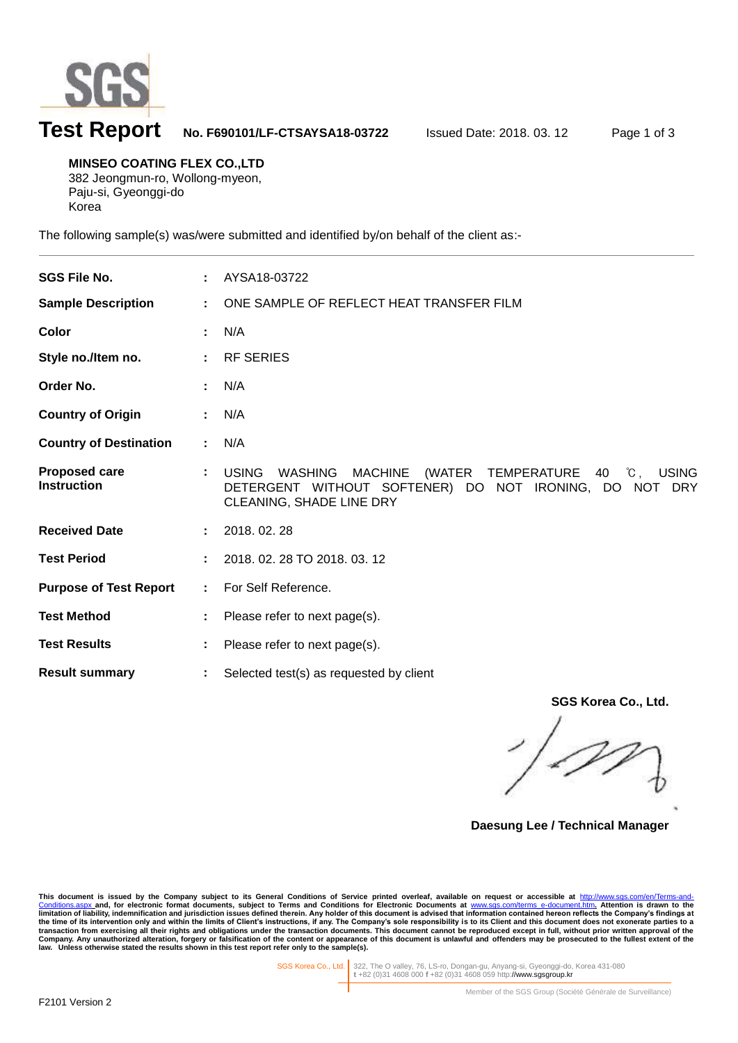# Test Report

**No. F690101/LF-CTSAYSA18-03722** Issued Date: 2018. 03. 12

**MINSEO COATING FLEX CO.,LTD**
382 Jeongmun-ro, Wollong-myeon,
Paju-si, Gyeonggi-do
Korea

The following sample(s) was/were submitted and identified by/on behalf of the client as:-

| | | |
|---|---|---|
| **SGS File No.** | : | AYSA18-03722 |
| **Sample Description** | : | ONE SAMPLE OF REFLECT HEAT TRANSFER FILM |
| **Color** | : | N/A |
| **Style no./Item no.** | : | RF SERIES |
| **Order No.** | : | N/A |
| **Country of Origin** | : | N/A |
| **Country of Destination** | : | N/A |
| **Proposed care Instruction** | : | USING WASHING MACHINE (WATER TEMPERATURE 40 ℃, USING DETERGENT WITHOUT SOFTENER) DO NOT IRONING, DO NOT DRY CLEANING, SHADE LINE DRY |
| **Received Date** | : | 2018. 02. 28 |
| **Test Period** | : | 2018. 02. 28 TO 2018. 03. 12 |
| **Purpose of Test Report** | : | For Self Reference. |
| **Test Method** | : | Please refer to next page(s). |
| **Test Results** | : | Please refer to next page(s). |
| **Result summary** | : | Selected test(s) as requested by client |

**SGS Korea Co., Ltd.**

**Daesung Lee / Technical Manager**

**This document is issued by the Company subject to its General Conditions of Service printed overleaf, available on request or accessible at http://www.sgs.com/en/Terms-and-Conditions.aspx and, for electronic format documents, subject to Terms and Conditions for Electronic Documents at www.sgs.com/terms_e-document.htm. Attention is drawn to the limitation of liability, indemnification and jurisdiction issues defined therein. Any holder of this document is advised that information contained hereon reflects the Company's findings at the time of its intervention only and within the limits of Client's instructions, if any. The Company's sole responsibility is to its Client and this document does not exonerate parties to a transaction from exercising all their rights and obligations under the transaction documents. This document cannot be reproduced except in full, without prior written approval of the Company. Any unauthorized alteration, forgery or falsification of the content or appearance of this document is unlawful and offenders may be prosecuted to the fullest extent of the law. Unless otherwise stated the results shown in this test report refer only to the sample(s).**

SGS Korea Co., Ltd. | 322, The O valley, 76, LS-ro, Dongan-gu, Anyang-si, Gyeonggi-do, Korea 431-080
t +82 (0)31 4608 000 f +82 (0)31 4608 059 http://www.sgsgroup.kr

Member of the SGS Group (Société Générale de Surveillance)

F2101 Version 2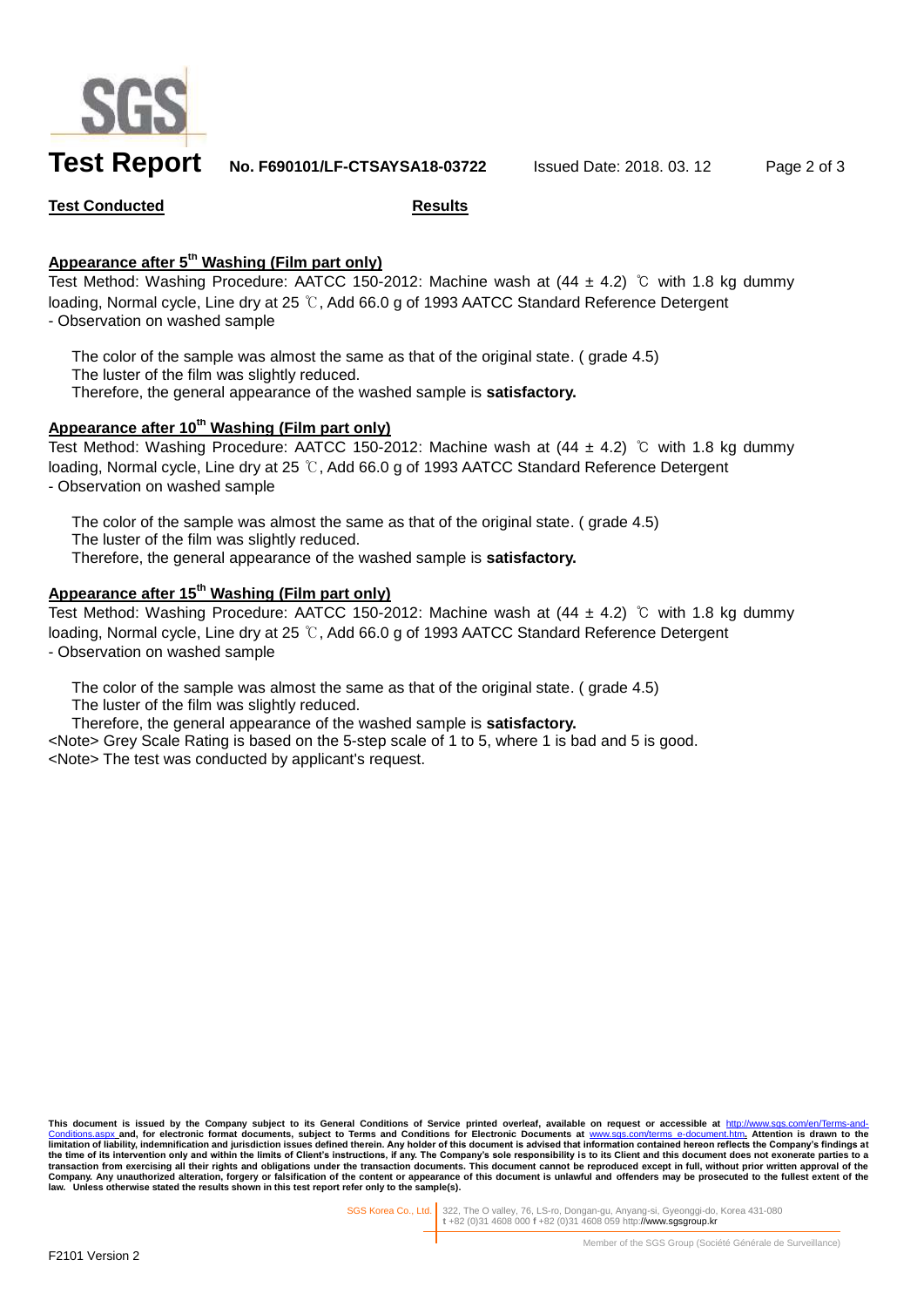**Test Conducted** **Results**

## Appearance after 5th Washing (Film part only)

Test Method: Washing Procedure: AATCC 150-2012: Machine wash at (44 ± 4.2) ℃ with 1.8 kg dummy loading, Normal cycle, Line dry at 25 ℃, Add 66.0 g of 1993 AATCC Standard Reference Detergent

- Observation on washed sample

The color of the sample was almost the same as that of the original state. ( grade 4.5)
The luster of the film was slightly reduced.
Therefore, the general appearance of the washed sample is **satisfactory.**

## Appearance after 10th Washing (Film part only)

Test Method: Washing Procedure: AATCC 150-2012: Machine wash at (44 ± 4.2) ℃ with 1.8 kg dummy loading, Normal cycle, Line dry at 25 ℃, Add 66.0 g of 1993 AATCC Standard Reference Detergent

- Observation on washed sample

The color of the sample was almost the same as that of the original state. ( grade 4.5)
The luster of the film was slightly reduced.
Therefore, the general appearance of the washed sample is **satisfactory.**

## Appearance after 15th Washing (Film part only)

Test Method: Washing Procedure: AATCC 150-2012: Machine wash at (44 ± 4.2) ℃ with 1.8 kg dummy loading, Normal cycle, Line dry at 25 ℃, Add 66.0 g of 1993 AATCC Standard Reference Detergent

- Observation on washed sample

The color of the sample was almost the same as that of the original state. ( grade 4.5)
The luster of the film was slightly reduced.
Therefore, the general appearance of the washed sample is **satisfactory.**

<Note> Grey Scale Rating is based on the 5-step scale of 1 to 5, where 1 is bad and 5 is good.
<Note> The test was conducted by applicant's request.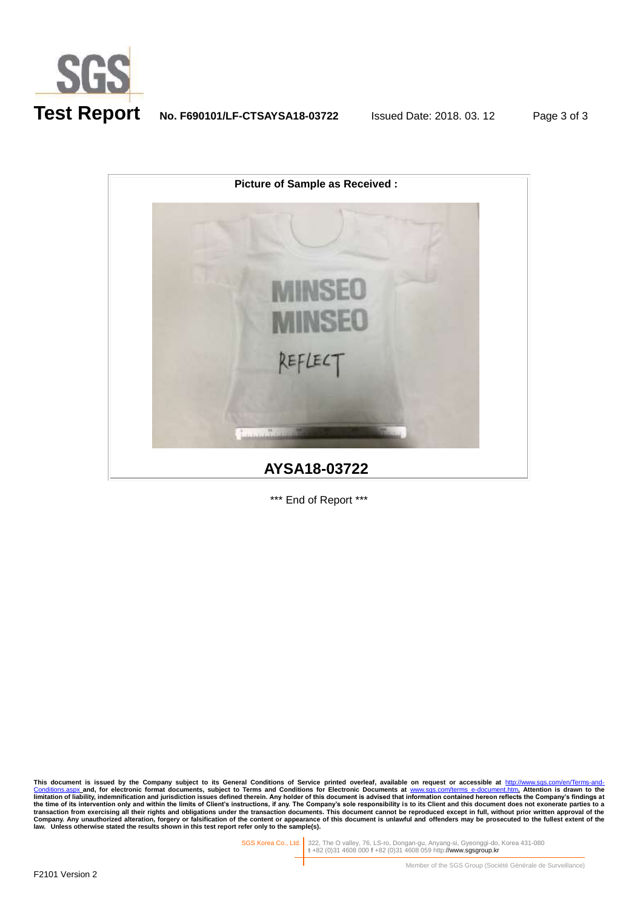**Picture of Sample as Received :**

**AYSA18-03722**

*** End of Report ***

**This document is issued by the Company subject to its General Conditions of Service printed overleaf, available on request or accessible at http://www.sgs.com/en/Terms-and-Conditions.aspx and, for electronic format documents, subject to Terms and Conditions for Electronic Documents at www.sgs.com/terms_e-document.htm. Attention is drawn to the limitation of liability, indemnification and jurisdiction issues defined therein. Any holder of this document is advised that information contained hereon reflects the Company's findings at the time of its intervention only and within the limits of Client's instructions, if any. The Company's sole responsibility is to its Client and this document does not exonerate parties to a transaction from exercising all their rights and obligations under the transaction documents. This document cannot be reproduced except in full, without prior written approval of the Company. Any unauthorized alteration, forgery or falsification of the content or appearance of this document is unlawful and offenders may be prosecuted to the fullest extent of the law. Unless otherwise stated the results shown in this test report refer only to the sample(s).**

SGS Korea Co., Ltd. | 322, The O valley, 76, LS-ro, Dongan-gu, Anyang-si, Gyeonggi-do, Korea 431-080
t +82 (0)31 4608 000 f +82 (0)31 4608 059 http://www.sgsgroup.kr

Member of the SGS Group (Société Générale de Surveillance)

F2101 Version 2